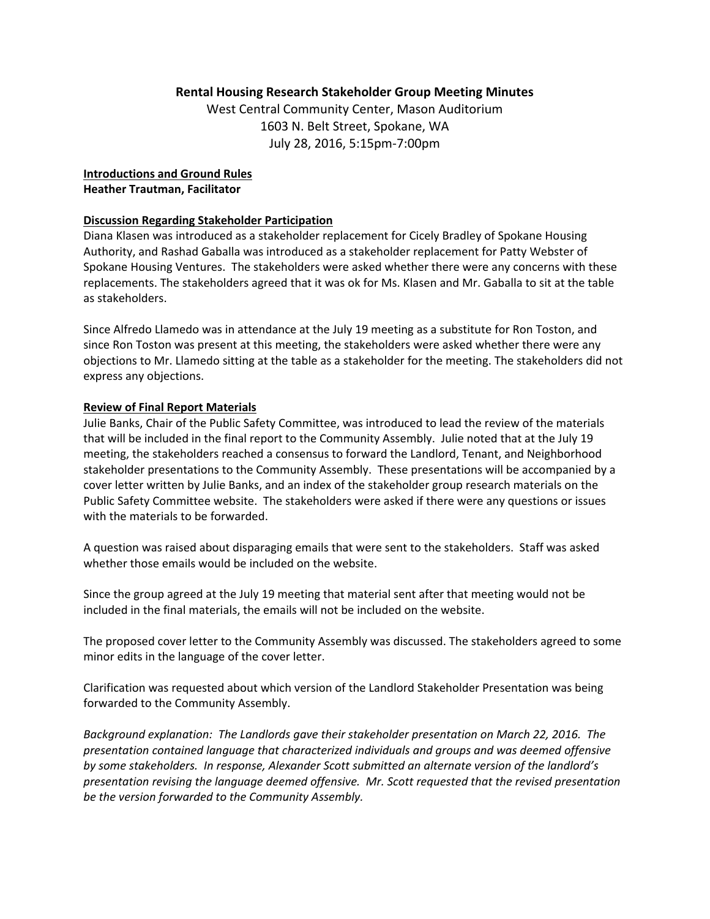# Rental Housing Research Stakeholder Group Meeting Minutes

West Central Community Center, Mason Auditorium
1603 N. Belt Street, Spokane, WA
July 28, 2016, 5:15pm-7:00pm

**Introductions and Ground Rules**
**Heather Trautman, Facilitator**

**Discussion Regarding Stakeholder Participation**

Diana Klasen was introduced as a stakeholder replacement for Cicely Bradley of Spokane Housing Authority, and Rashad Gaballa was introduced as a stakeholder replacement for Patty Webster of Spokane Housing Ventures. The stakeholders were asked whether there were any concerns with these replacements. The stakeholders agreed that it was ok for Ms. Klasen and Mr. Gaballa to sit at the table as stakeholders.

Since Alfredo Llamedo was in attendance at the July 19 meeting as a substitute for Ron Toston, and since Ron Toston was present at this meeting, the stakeholders were asked whether there were any objections to Mr. Llamedo sitting at the table as a stakeholder for the meeting. The stakeholders did not express any objections.

**Review of Final Report Materials**

Julie Banks, Chair of the Public Safety Committee, was introduced to lead the review of the materials that will be included in the final report to the Community Assembly. Julie noted that at the July 19 meeting, the stakeholders reached a consensus to forward the Landlord, Tenant, and Neighborhood stakeholder presentations to the Community Assembly. These presentations will be accompanied by a cover letter written by Julie Banks, and an index of the stakeholder group research materials on the Public Safety Committee website. The stakeholders were asked if there were any questions or issues with the materials to be forwarded.

A question was raised about disparaging emails that were sent to the stakeholders. Staff was asked whether those emails would be included on the website.

Since the group agreed at the July 19 meeting that material sent after that meeting would not be included in the final materials, the emails will not be included on the website.

The proposed cover letter to the Community Assembly was discussed. The stakeholders agreed to some minor edits in the language of the cover letter.

Clarification was requested about which version of the Landlord Stakeholder Presentation was being forwarded to the Community Assembly.

*Background explanation: The Landlords gave their stakeholder presentation on March 22, 2016. The presentation contained language that characterized individuals and groups and was deemed offensive by some stakeholders. In response, Alexander Scott submitted an alternate version of the landlord's presentation revising the language deemed offensive. Mr. Scott requested that the revised presentation be the version forwarded to the Community Assembly.*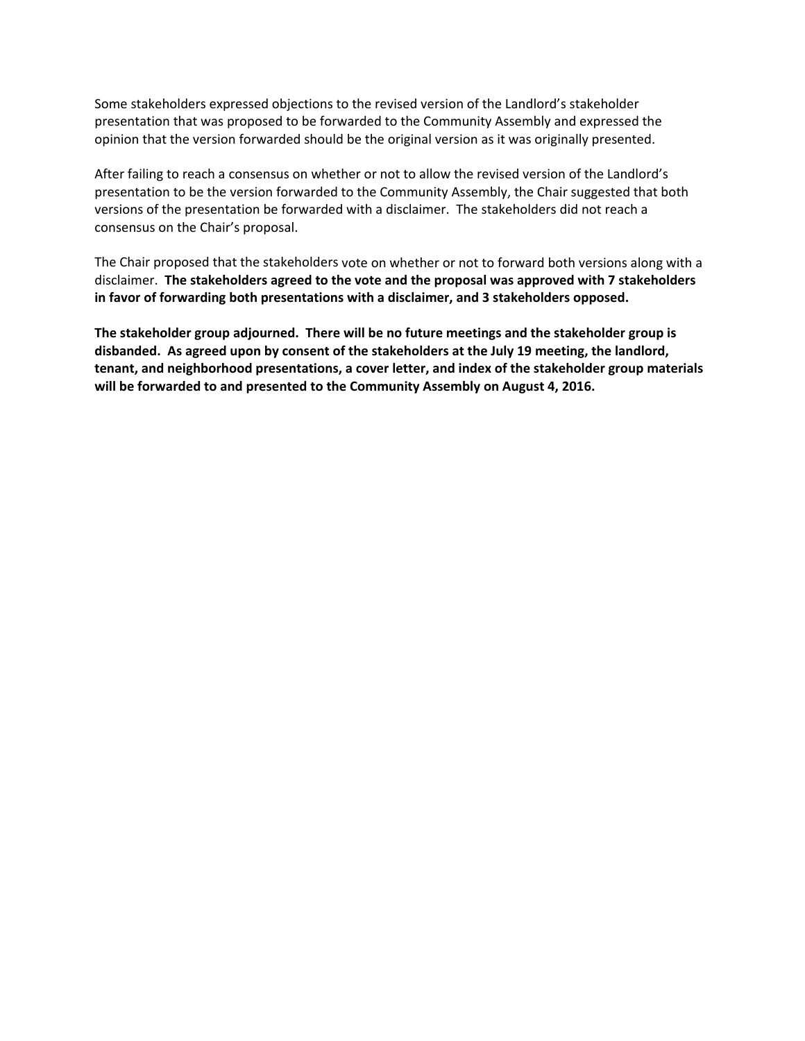Some stakeholders expressed objections to the revised version of the Landlord's stakeholder presentation that was proposed to be forwarded to the Community Assembly and expressed the opinion that the version forwarded should be the original version as it was originally presented.

After failing to reach a consensus on whether or not to allow the revised version of the Landlord's presentation to be the version forwarded to the Community Assembly, the Chair suggested that both versions of the presentation be forwarded with a disclaimer. The stakeholders did not reach a consensus on the Chair's proposal.

The Chair proposed that the stakeholders vote on whether or not to forward both versions along with a disclaimer. **The stakeholders agreed to the vote and the proposal was approved with 7 stakeholders in favor of forwarding both presentations with a disclaimer, and 3 stakeholders opposed.**

**The stakeholder group adjourned. There will be no future meetings and the stakeholder group is disbanded. As agreed upon by consent of the stakeholders at the July 19 meeting, the landlord, tenant, and neighborhood presentations, a cover letter, and index of the stakeholder group materials will be forwarded to and presented to the Community Assembly on August 4, 2016.**